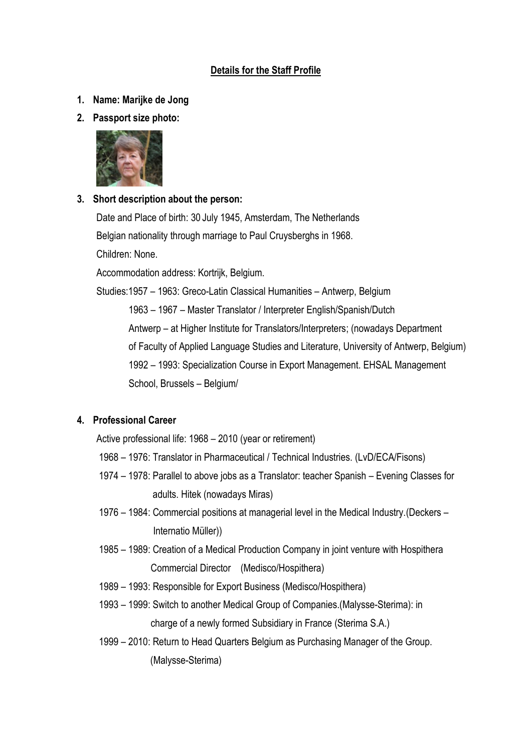## Details for the Staff Profile

1. **Name: Marijke de Jong**
2. **Passport size photo:**
3. **Short description about the person:**

   Date and Place of birth: 30 July 1945, Amsterdam, The Netherlands

   Belgian nationality through marriage to Paul Cruysberghs in 1968.

   Children: None.

   Accommodation address: Kortrijk, Belgium.

   Studies: 1957 – 1963: Greco-Latin Classical Humanities – Antwerp, Belgium

   1963 – 1967 – Master Translator / Interpreter English/Spanish/Dutch Antwerp – at Higher Institute for Translators/Interpreters; (nowadays Department of Faculty of Applied Language Studies and Literature, University of Antwerp, Belgium)

   1992 – 1993: Specialization Course in Export Management. EHSAL Management School, Brussels – Belgium/

4. **Professional Career**

   Active professional life: 1968 – 2010 (year or retirement)

   1968 – 1976: Translator in Pharmaceutical / Technical Industries. (LvD/ECA/Fisons)

   1974 – 1978: Parallel to above jobs as a Translator: teacher Spanish – Evening Classes for adults. Hitek (nowadays Miras)

   1976 – 1984: Commercial positions at managerial level in the Medical Industry.(Deckers – Internatio Müller))

   1985 – 1989: Creation of a Medical Production Company in joint venture with Hospithera Commercial Director (Medisco/Hospithera)

   1989 – 1993: Responsible for Export Business (Medisco/Hospithera)

   1993 – 1999: Switch to another Medical Group of Companies.(Malysse-Sterima): in charge of a newly formed Subsidiary in France (Sterima S.A.)

   1999 – 2010: Return to Head Quarters Belgium as Purchasing Manager of the Group. (Malysse-Sterima)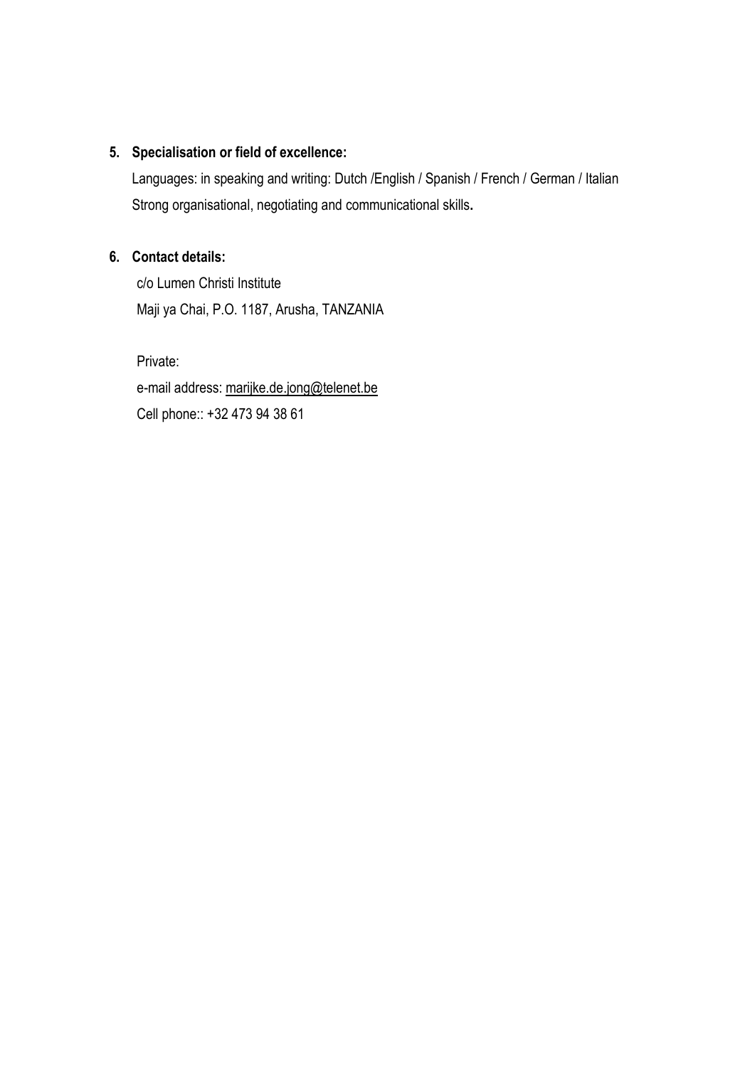5. **Specialisation or field of excellence:**

   Languages: in speaking and writing: Dutch /English / Spanish / French / German / Italian

   Strong organisational, negotiating and communicational skills**.**

6. **Contact details:**

   c/o Lumen Christi Institute

   Maji ya Chai, P.O. 1187, Arusha, TANZANIA

   Private:

   e-mail address: marijke.de.jong@telenet.be

   Cell phone:: +32 473 94 38 61